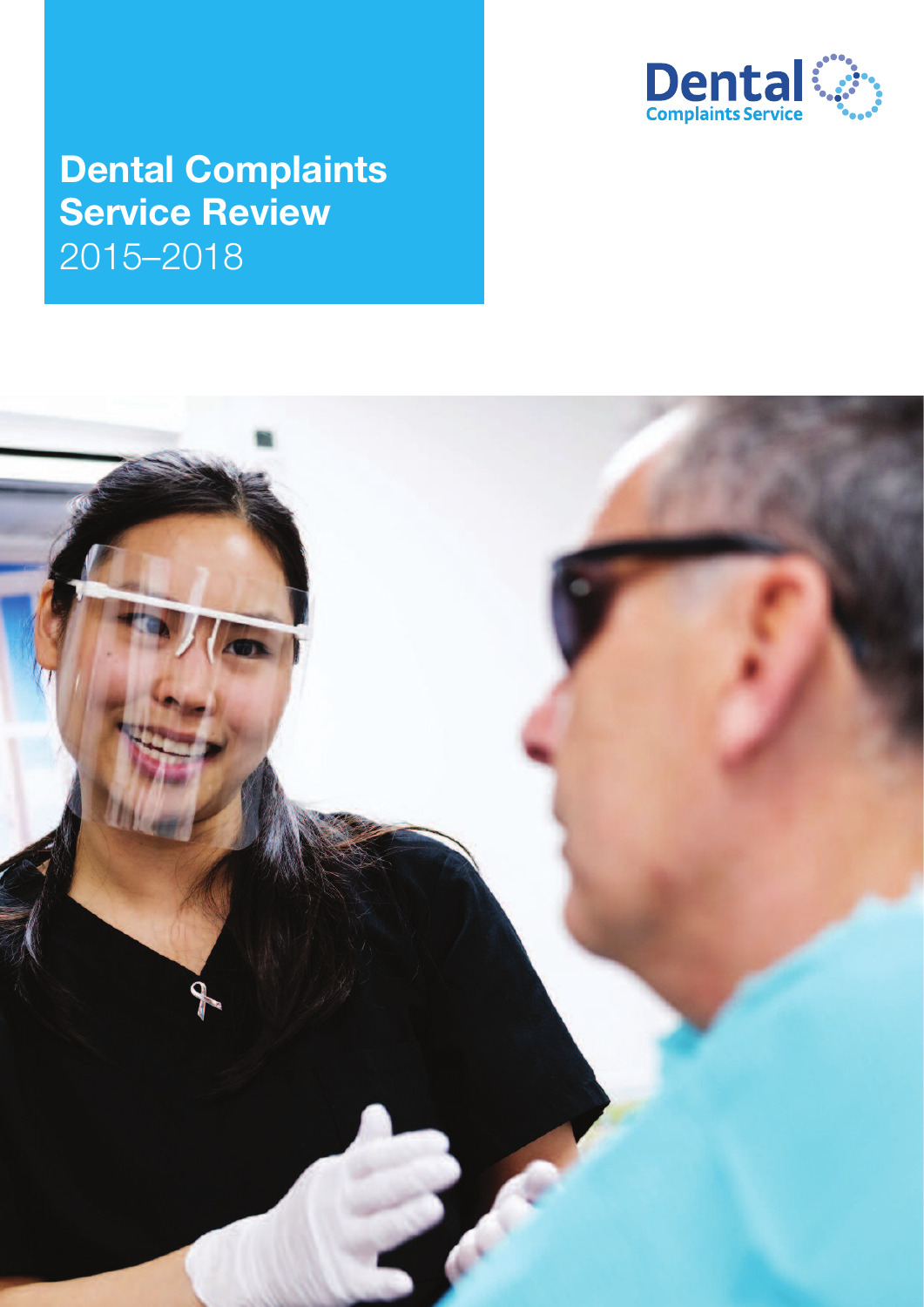Dental Complaints Service

# Dental Complaints Service Review

2015–2018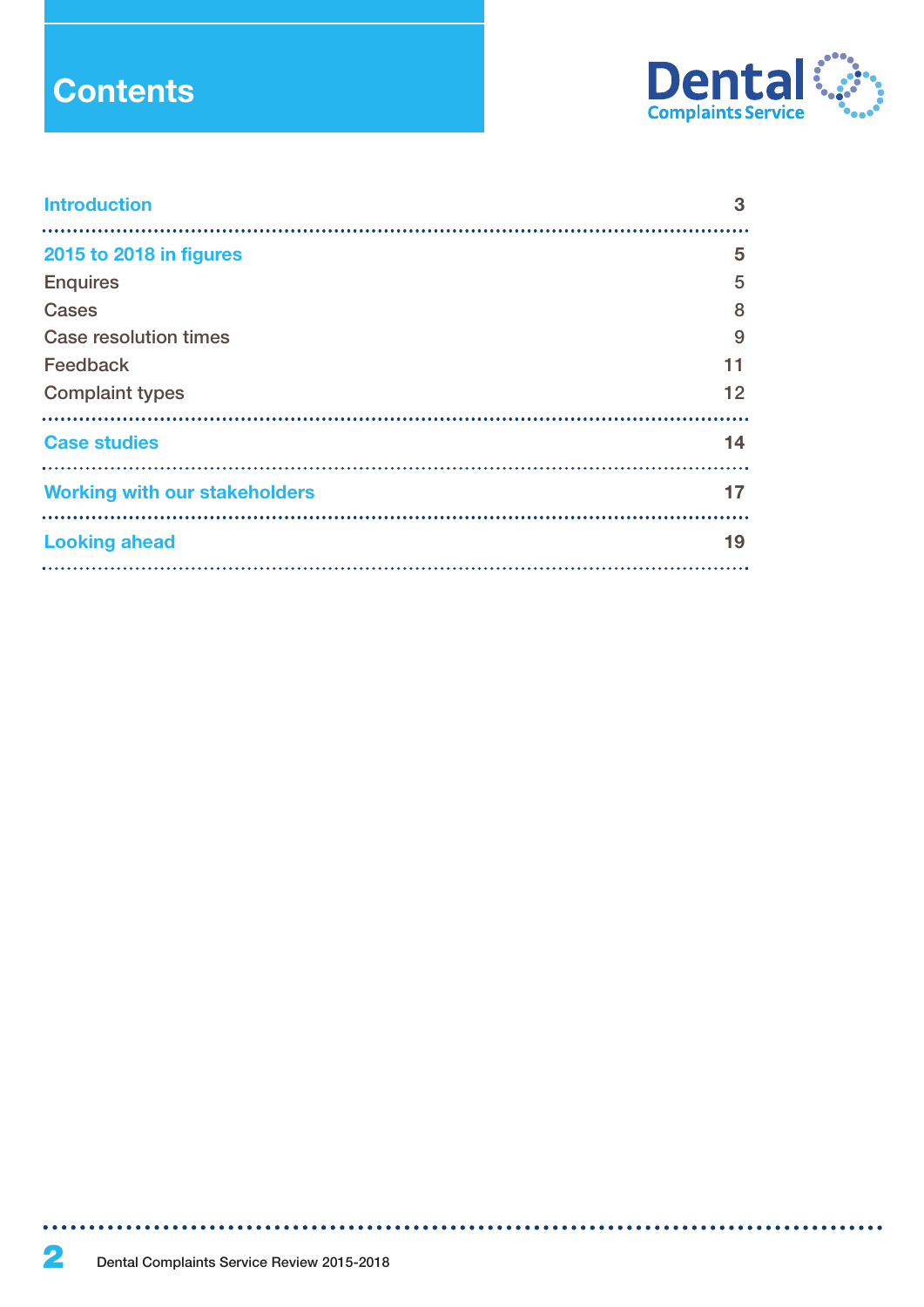# Contents

| | |
|---|---|
| **Introduction** | **3** |
| **2015 to 2018 in figures** | **5** |
| Enquires | 5 |
| Cases | 8 |
| Case resolution times | 9 |
| Feedback | 11 |
| Complaint types | 12 |
| **Case studies** | **14** |
| **Working with our stakeholders** | **17** |
| **Looking ahead** | **19** |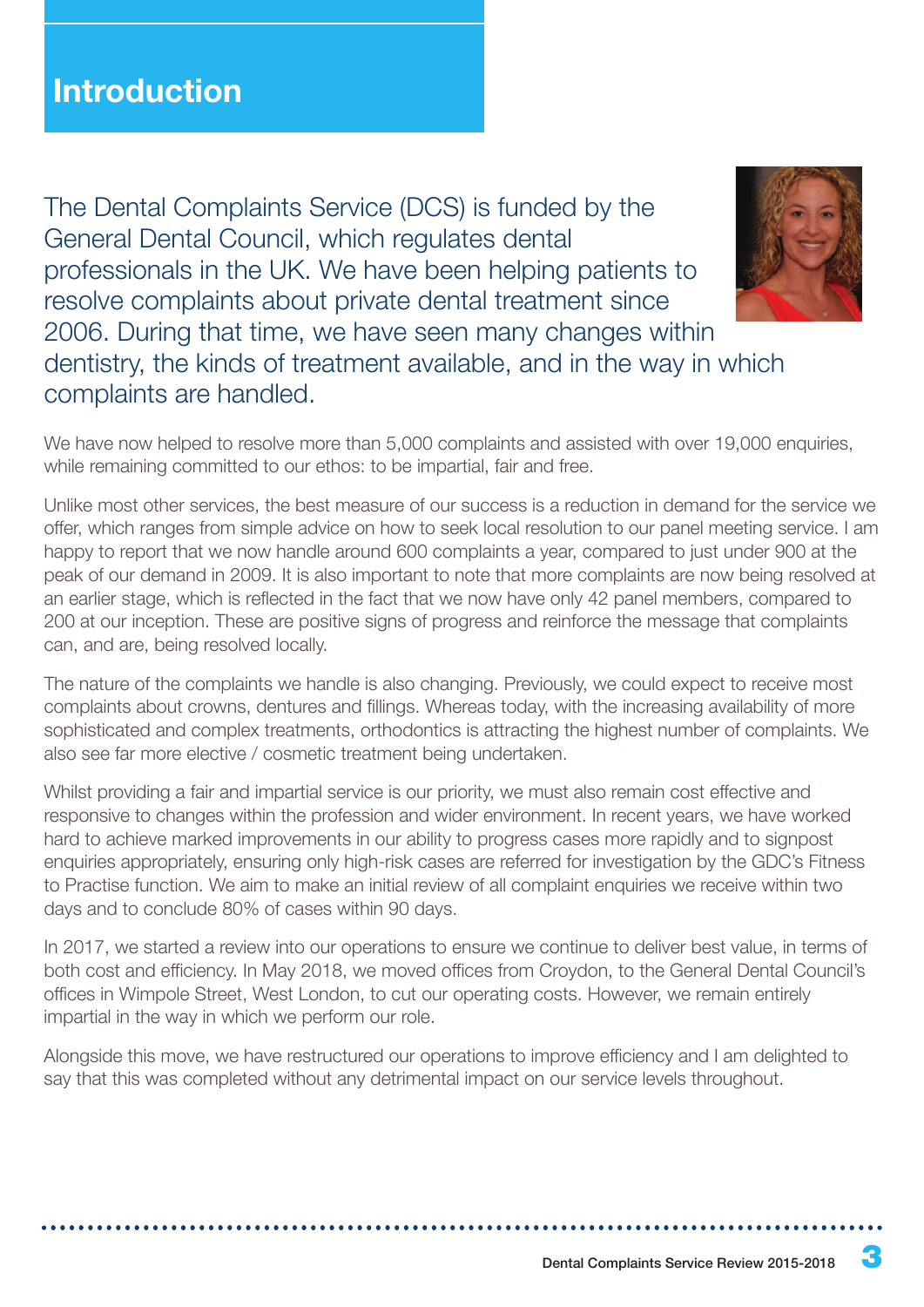# Introduction

The Dental Complaints Service (DCS) is funded by the General Dental Council, which regulates dental professionals in the UK. We have been helping patients to resolve complaints about private dental treatment since 2006. During that time, we have seen many changes within dentistry, the kinds of treatment available, and in the way in which complaints are handled.

We have now helped to resolve more than 5,000 complaints and assisted with over 19,000 enquiries, while remaining committed to our ethos: to be impartial, fair and free.

Unlike most other services, the best measure of our success is a reduction in demand for the service we offer, which ranges from simple advice on how to seek local resolution to our panel meeting service. I am happy to report that we now handle around 600 complaints a year, compared to just under 900 at the peak of our demand in 2009. It is also important to note that more complaints are now being resolved at an earlier stage, which is reflected in the fact that we now have only 42 panel members, compared to 200 at our inception. These are positive signs of progress and reinforce the message that complaints can, and are, being resolved locally.

The nature of the complaints we handle is also changing. Previously, we could expect to receive most complaints about crowns, dentures and fillings. Whereas today, with the increasing availability of more sophisticated and complex treatments, orthodontics is attracting the highest number of complaints. We also see far more elective / cosmetic treatment being undertaken.

Whilst providing a fair and impartial service is our priority, we must also remain cost effective and responsive to changes within the profession and wider environment. In recent years, we have worked hard to achieve marked improvements in our ability to progress cases more rapidly and to signpost enquiries appropriately, ensuring only high-risk cases are referred for investigation by the GDC's Fitness to Practise function. We aim to make an initial review of all complaint enquiries we receive within two days and to conclude 80% of cases within 90 days.

In 2017, we started a review into our operations to ensure we continue to deliver best value, in terms of both cost and efficiency. In May 2018, we moved offices from Croydon, to the General Dental Council's offices in Wimpole Street, West London, to cut our operating costs. However, we remain entirely impartial in the way in which we perform our role.

Alongside this move, we have restructured our operations to improve efficiency and I am delighted to say that this was completed without any detrimental impact on our service levels throughout.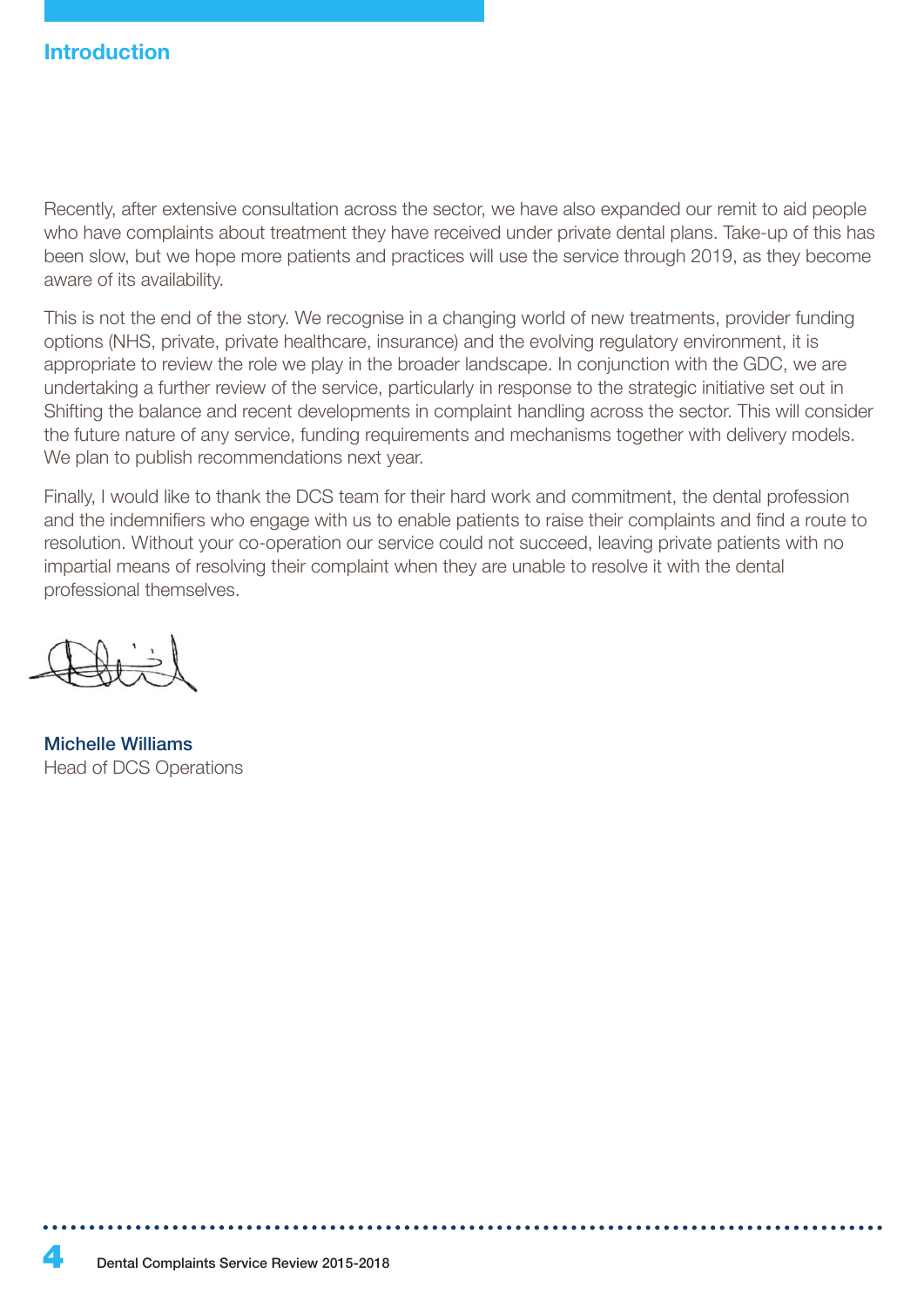## Introduction

Recently, after extensive consultation across the sector, we have also expanded our remit to aid people who have complaints about treatment they have received under private dental plans. Take-up of this has been slow, but we hope more patients and practices will use the service through 2019, as they become aware of its availability.

This is not the end of the story. We recognise in a changing world of new treatments, provider funding options (NHS, private, private healthcare, insurance) and the evolving regulatory environment, it is appropriate to review the role we play in the broader landscape. In conjunction with the GDC, we are undertaking a further review of the service, particularly in response to the strategic initiative set out in Shifting the balance and recent developments in complaint handling across the sector. This will consider the future nature of any service, funding requirements and mechanisms together with delivery models. We plan to publish recommendations next year.

Finally, I would like to thank the DCS team for their hard work and commitment, the dental profession and the indemnifiers who engage with us to enable patients to raise their complaints and find a route to resolution. Without your co-operation our service could not succeed, leaving private patients with no impartial means of resolving their complaint when they are unable to resolve it with the dental professional themselves.

**Michelle Williams**
Head of DCS Operations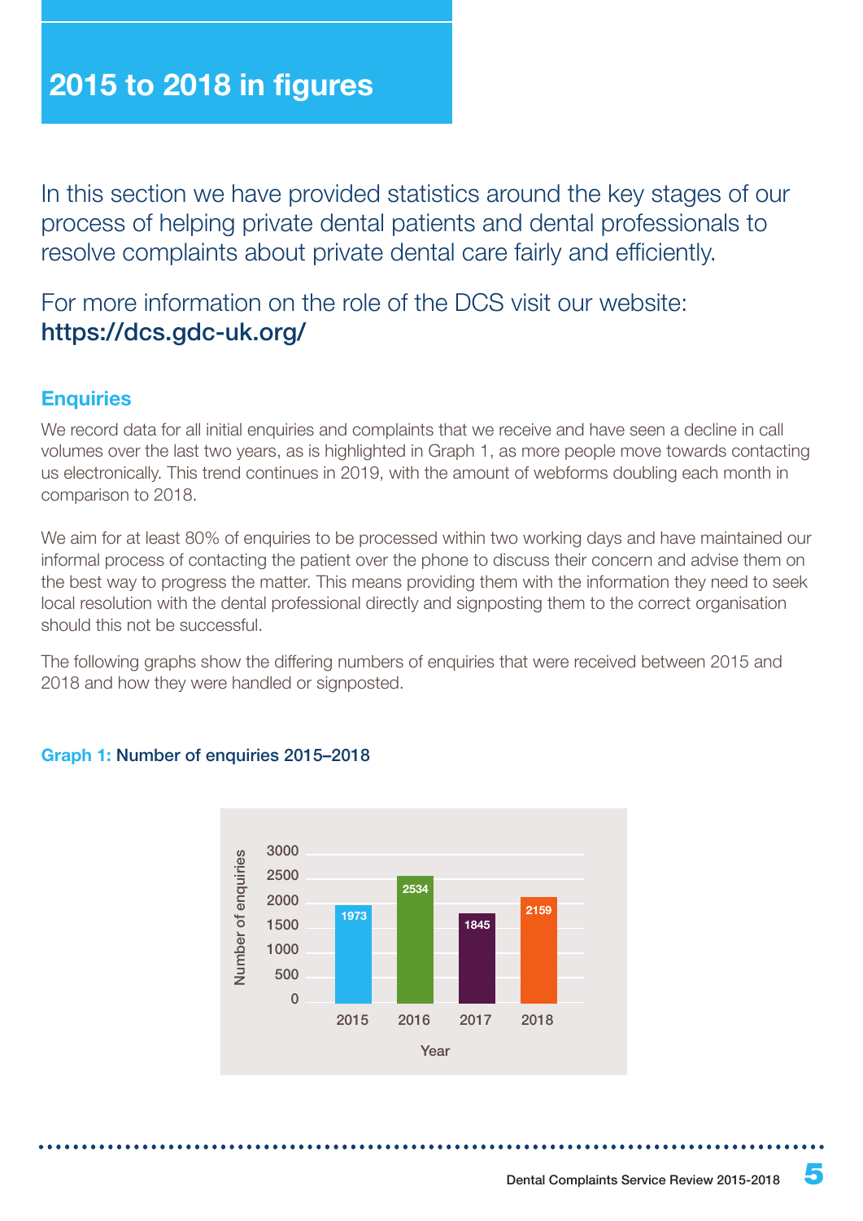# 2015 to 2018 in figures

In this section we have provided statistics around the key stages of our process of helping private dental patients and dental professionals to resolve complaints about private dental care fairly and efficiently.

For more information on the role of the DCS visit our website: **https://dcs.gdc-uk.org/**

## Enquiries

We record data for all initial enquiries and complaints that we receive and have seen a decline in call volumes over the last two years, as is highlighted in Graph 1, as more people move towards contacting us electronically. This trend continues in 2019, with the amount of webforms doubling each month in comparison to 2018.

We aim for at least 80% of enquiries to be processed within two working days and have maintained our informal process of contacting the patient over the phone to discuss their concern and advise them on the best way to progress the matter. This means providing them with the information they need to seek local resolution with the dental professional directly and signposting them to the correct organisation should this not be successful.

The following graphs show the differing numbers of enquiries that were received between 2015 and 2018 and how they were handled or signposted.

**Graph 1:** Number of enquiries 2015–2018

| Year | Number of enquiries |
|---|---|
| 2015 | 1973 |
| 2016 | 2534 |
| 2017 | 1845 |
| 2018 | 2159 |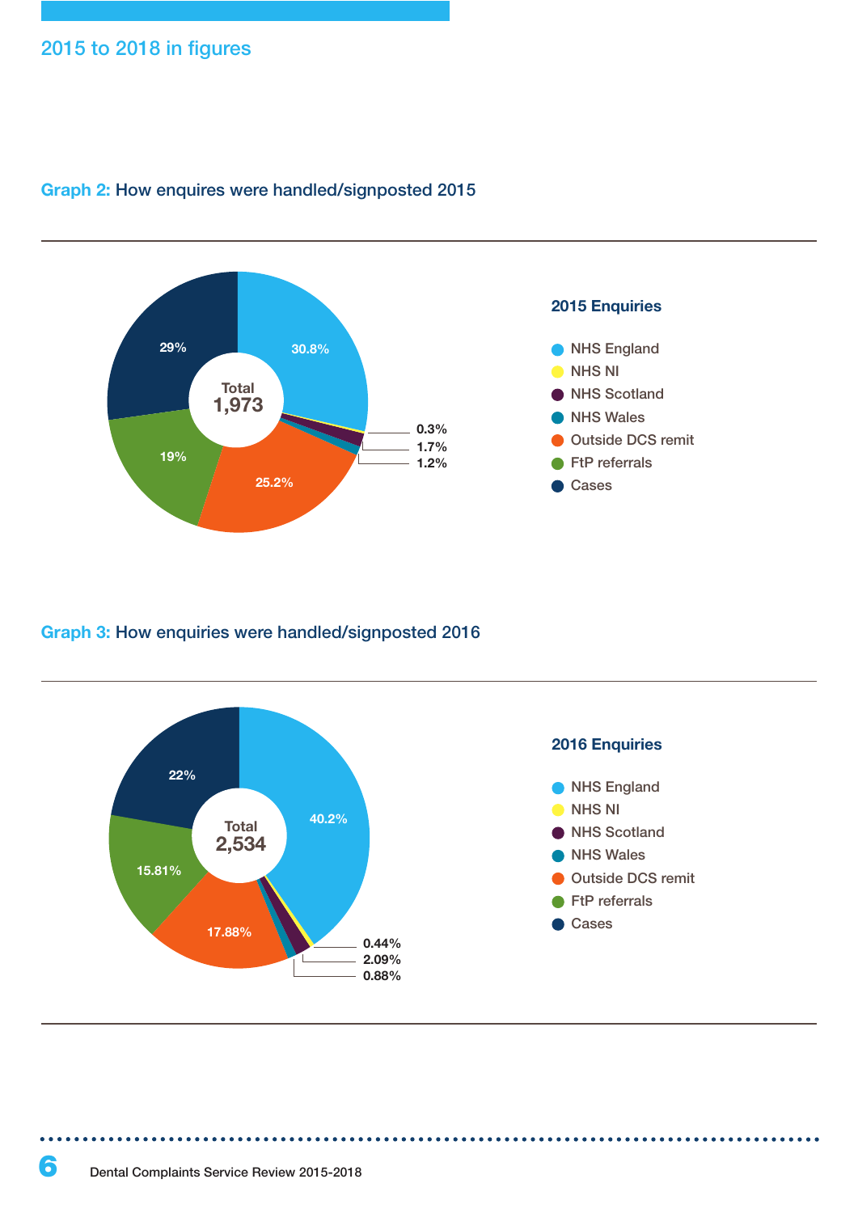## 2015 to 2018 in figures

### Graph 2: How enquires were handled/signposted 2015

**2015 Enquiries**

Total 1,973

| Category | Percentage |
| --- | --- |
| NHS England | 30.8% |
| NHS NI | 0.3% |
| NHS Scotland | 1.7% |
| NHS Wales | 1.2% |
| Outside DCS remit | 25.2% |
| FtP referrals | 19% |
| Cases | 29% |

### Graph 3: How enquiries were handled/signposted 2016

**2016 Enquiries**

Total 2,534

| Category | Percentage |
| --- | --- |
| NHS England | 40.2% |
| NHS NI | 0.44% |
| NHS Scotland | 2.09% |
| NHS Wales | 0.88% |
| Outside DCS remit | 17.88% |
| FtP referrals | 15.81% |
| Cases | 22% |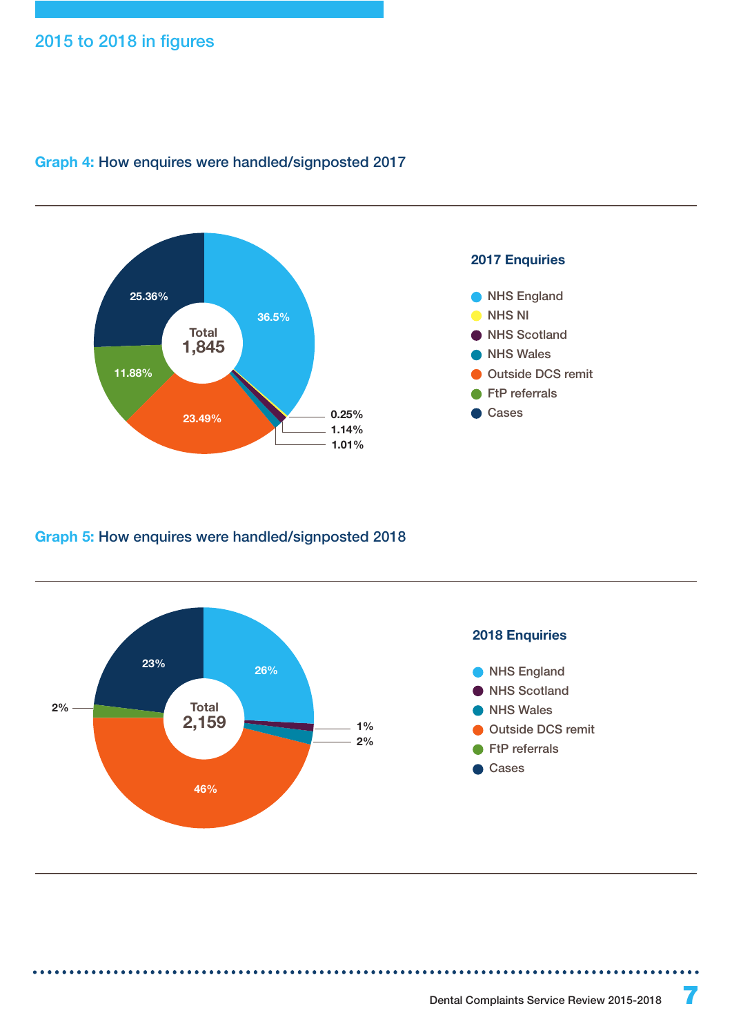## 2015 to 2018 in figures

### Graph 4: How enquires were handled/signposted 2017

**2017 Enquiries** (Total 1,845)

| Category | Percentage |
|---|---|
| NHS England | 36.5% |
| NHS NI | 0.25% |
| NHS Scotland | 1.14% |
| NHS Wales | 1.01% |
| Outside DCS remit | 23.49% |
| FtP referrals | 11.88% |
| Cases | 25.36% |

### Graph 5: How enquires were handled/signposted 2018

**2018 Enquiries** (Total 2,159)

| Category | Percentage |
|---|---|
| NHS England | 26% |
| NHS Scotland | 1% |
| NHS Wales | 2% |
| Outside DCS remit | 46% |
| FtP referrals | 2% |
| Cases | 23% |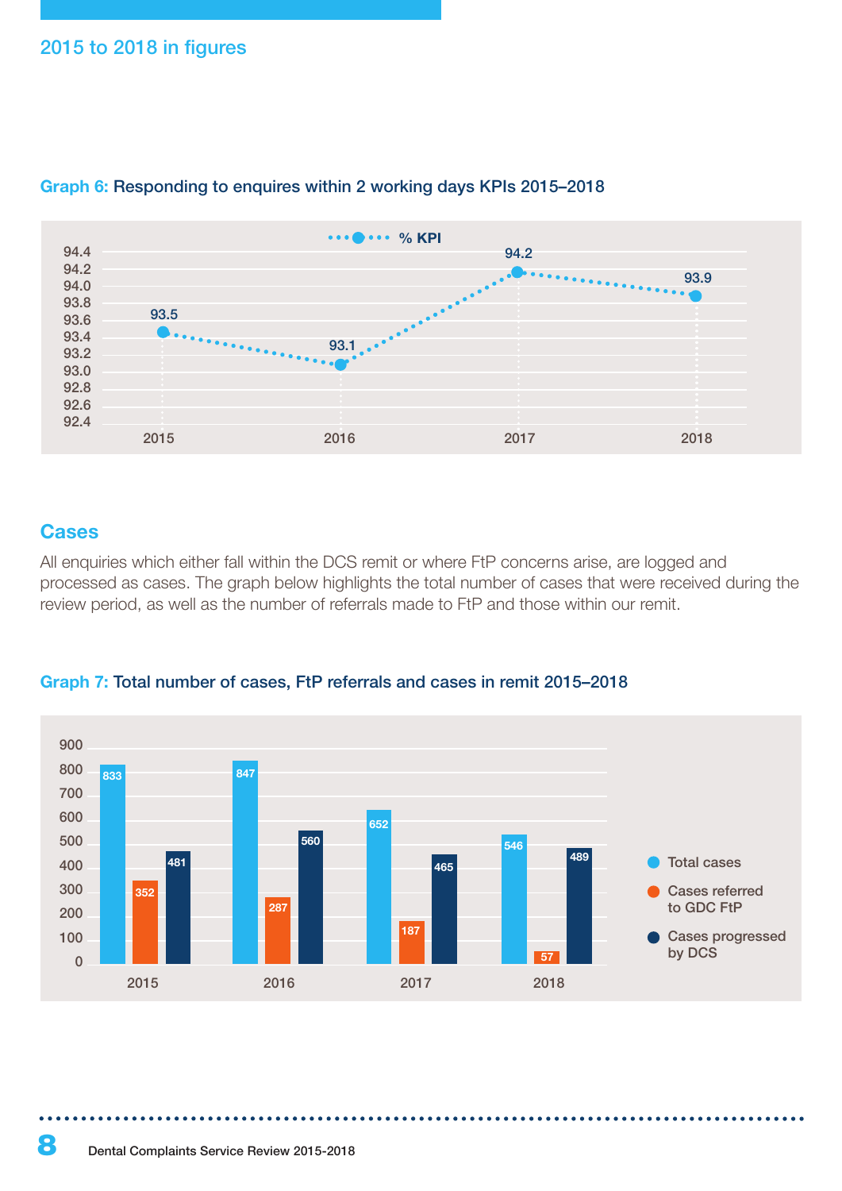## 2015 to 2018 in figures

**Graph 6: Responding to enquires within 2 working days KPIs 2015–2018**

| Year | % KPI |
|---|---|
| 2015 | 93.5 |
| 2016 | 93.1 |
| 2017 | 94.2 |
| 2018 | 93.9 |

## Cases

All enquiries which either fall within the DCS remit or where FtP concerns arise, are logged and processed as cases. The graph below highlights the total number of cases that were received during the review period, as well as the number of referrals made to FtP and those within our remit.

**Graph 7: Total number of cases, FtP referrals and cases in remit 2015–2018**

| Year | Total cases | Cases referred to GDC FtP | Cases progressed by DCS |
|---|---|---|---|
| 2015 | 833 | 352 | 481 |
| 2016 | 847 | 287 | 560 |
| 2017 | 652 | 187 | 465 |
| 2018 | 546 | 57 | 489 |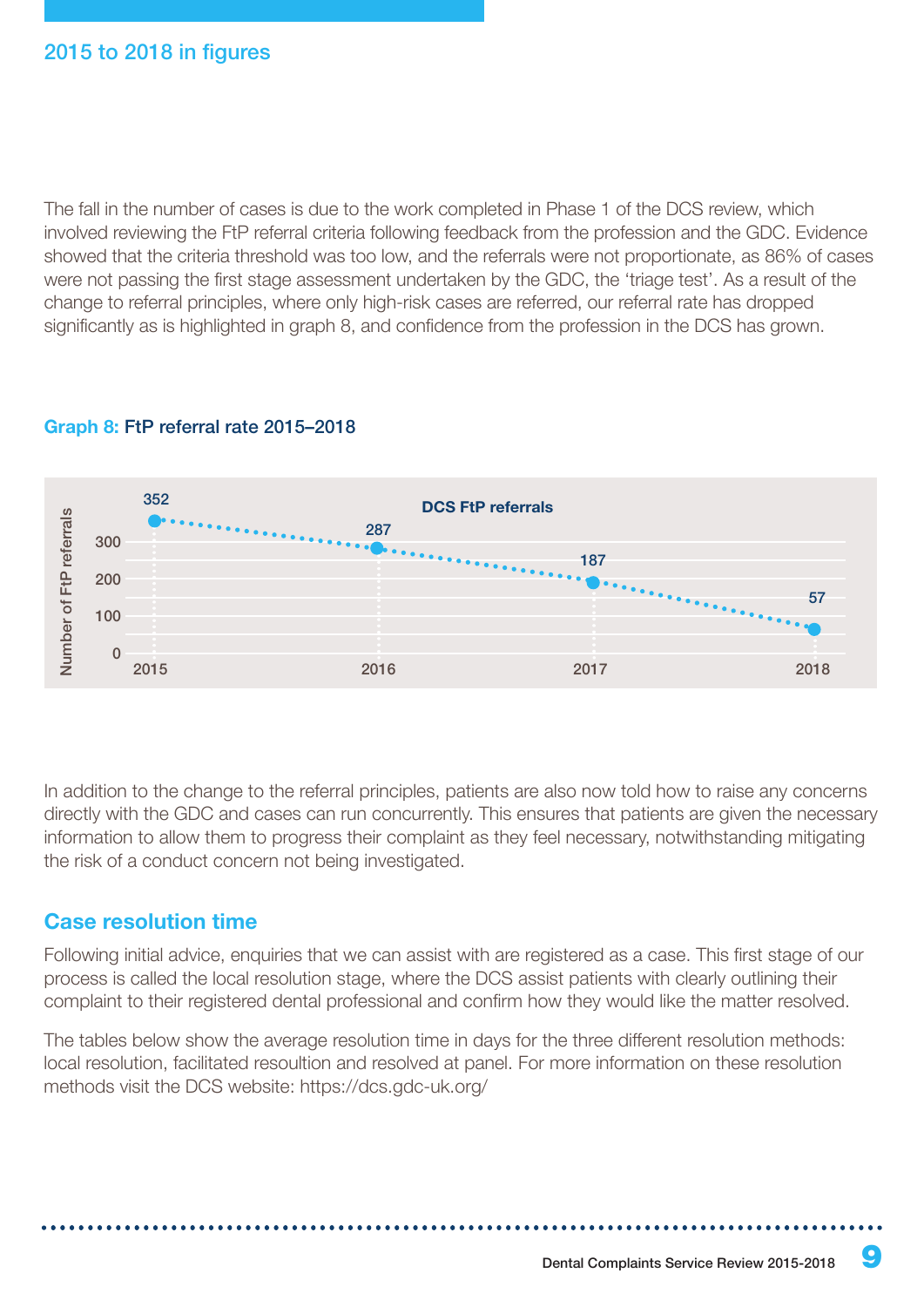## 2015 to 2018 in figures

The fall in the number of cases is due to the work completed in Phase 1 of the DCS review, which involved reviewing the FtP referral criteria following feedback from the profession and the GDC. Evidence showed that the criteria threshold was too low, and the referrals were not proportionate, as 86% of cases were not passing the first stage assessment undertaken by the GDC, the 'triage test'. As a result of the change to referral principles, where only high-risk cases are referred, our referral rate has dropped significantly as is highlighted in graph 8, and confidence from the profession in the DCS has grown.

**Graph 8:** FtP referral rate 2015–2018

DCS FtP referrals

| Year | Number of FtP referrals |
|---|---|
| 2015 | 352 |
| 2016 | 287 |
| 2017 | 187 |
| 2018 | 57 |

In addition to the change to the referral principles, patients are also now told how to raise any concerns directly with the GDC and cases can run concurrently. This ensures that patients are given the necessary information to allow them to progress their complaint as they feel necessary, notwithstanding mitigating the risk of a conduct concern not being investigated.

## Case resolution time

Following initial advice, enquiries that we can assist with are registered as a case. This first stage of our process is called the local resolution stage, where the DCS assist patients with clearly outlining their complaint to their registered dental professional and confirm how they would like the matter resolved.

The tables below show the average resolution time in days for the three different resolution methods: local resolution, facilitated resoultion and resolved at panel. For more information on these resolution methods visit the DCS website: https://dcs.gdc-uk.org/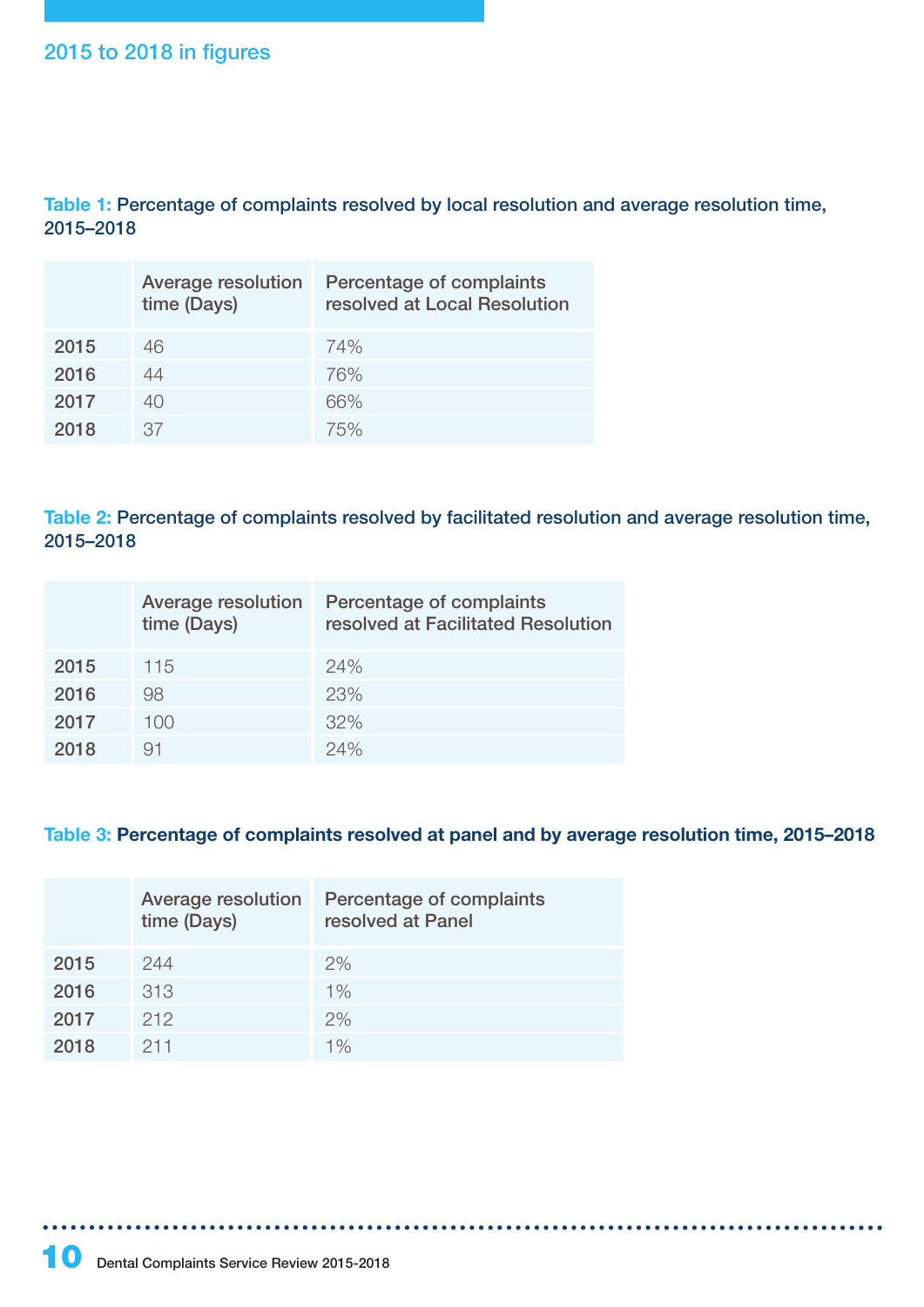## 2015 to 2018 in figures

**Table 1: Percentage of complaints resolved by local resolution and average resolution time, 2015–2018**

| | Average resolution time (Days) | Percentage of complaints resolved at Local Resolution |
|---|---|---|
| **2015** | 46 | 74% |
| **2016** | 44 | 76% |
| **2017** | 40 | 66% |
| **2018** | 37 | 75% |

**Table 2: Percentage of complaints resolved by facilitated resolution and average resolution time, 2015–2018**

| | Average resolution time (Days) | Percentage of complaints resolved at Facilitated Resolution |
|---|---|---|
| **2015** | 115 | 24% |
| **2016** | 98 | 23% |
| **2017** | 100 | 32% |
| **2018** | 91 | 24% |

**Table 3: Percentage of complaints resolved at panel and by average resolution time, 2015–2018**

| | Average resolution time (Days) | Percentage of complaints resolved at Panel |
|---|---|---|
| **2015** | 244 | 2% |
| **2016** | 313 | 1% |
| **2017** | 212 | 2% |
| **2018** | 211 | 1% |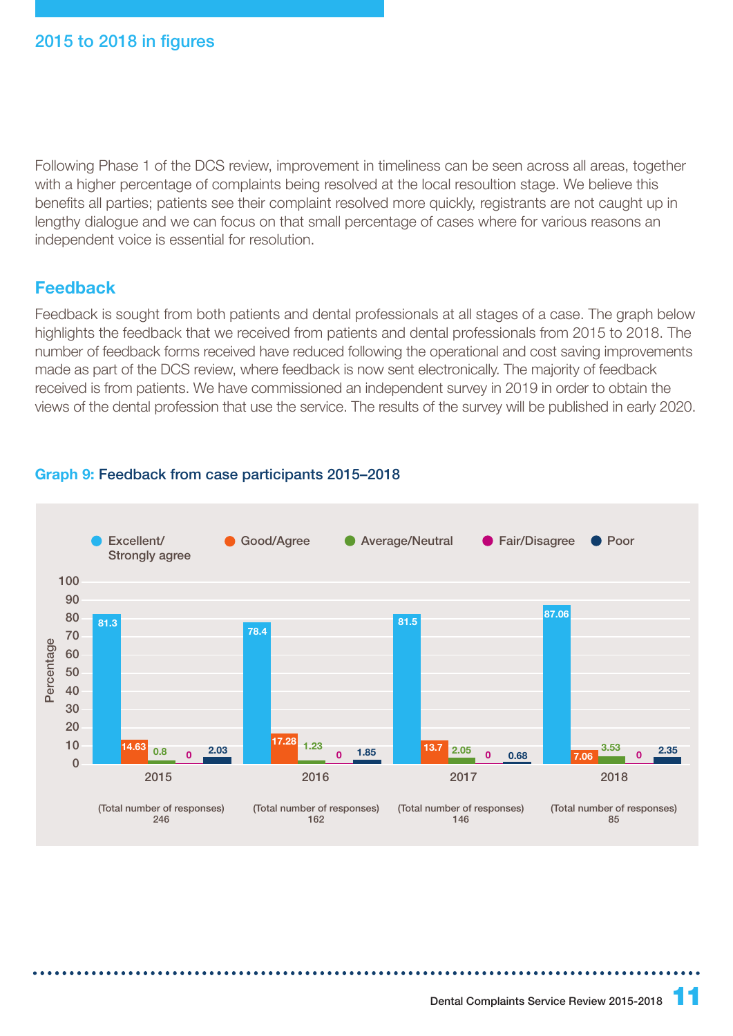## 2015 to 2018 in figures

Following Phase 1 of the DCS review, improvement in timeliness can be seen across all areas, together with a higher percentage of complaints being resolved at the local resoultion stage. We believe this benefits all parties; patients see their complaint resolved more quickly, registrants are not caught up in lengthy dialogue and we can focus on that small percentage of cases where for various reasons an independent voice is essential for resolution.

### Feedback

Feedback is sought from both patients and dental professionals at all stages of a case. The graph below highlights the feedback that we received from patients and dental professionals from 2015 to 2018. The number of feedback forms received have reduced following the operational and cost saving improvements made as part of the DCS review, where feedback is now sent electronically. The majority of feedback received is from patients. We have commissioned an independent survey in 2019 in order to obtain the views of the dental profession that use the service. The results of the survey will be published in early 2020.

**Graph 9:** Feedback from case participants 2015–2018

| Percentage | 2015 | 2016 | 2017 | 2018 |
|---|---|---|---|---|
| Excellent/Strongly agree | 81.3 | 78.4 | 81.5 | 87.06 |
| Good/Agree | 14.63 | 17.28 | 13.7 | 7.06 |
| Average/Neutral | 0.8 | 1.23 | 2.05 | 3.53 |
| Fair/Disagree | 0 | 0 | 0 | 0 |
| Poor | 2.03 | 1.85 | 0.68 | 2.35 |
| (Total number of responses) | 246 | 162 | 146 | 85 |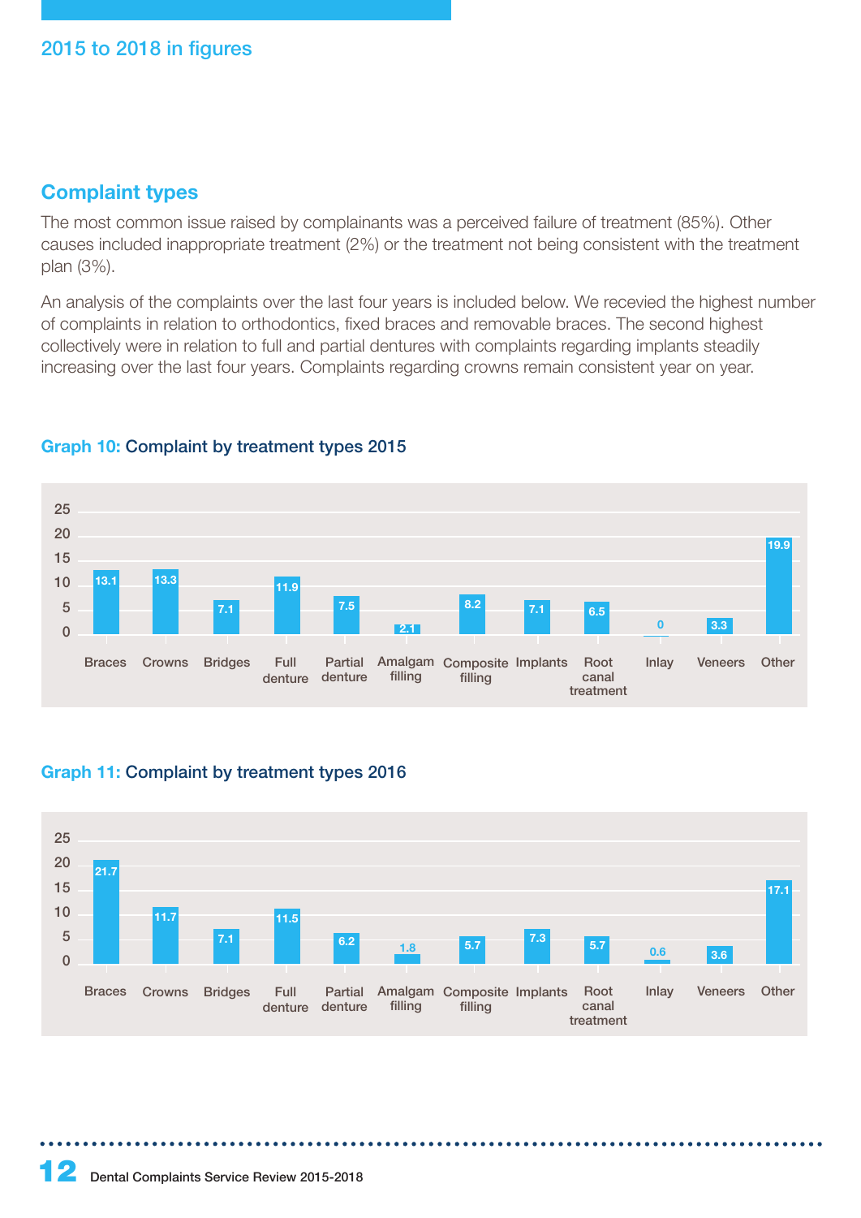## 2015 to 2018 in figures

### Complaint types

The most common issue raised by complainants was a perceived failure of treatment (85%). Other causes included inappropriate treatment (2%) or the treatment not being consistent with the treatment plan (3%).

An analysis of the complaints over the last four years is included below. We recevied the highest number of complaints in relation to orthodontics, fixed braces and removable braces. The second highest collectively were in relation to full and partial dentures with complaints regarding implants steadily increasing over the last four years. Complaints regarding crowns remain consistent year on year.

**Graph 10:** Complaint by treatment types 2015

| Treatment type | Value |
|---|---|
| Braces | 13.1 |
| Crowns | 13.3 |
| Bridges | 7.1 |
| Full denture | 11.9 |
| Partial denture | 7.5 |
| Amalgam filling | 2.1 |
| Composite filling | 8.2 |
| Implants | 7.1 |
| Root canal treatment | 6.5 |
| Inlay | 0 |
| Veneers | 3.3 |
| Other | 19.9 |

**Graph 11:** Complaint by treatment types 2016

| Treatment type | Value |
|---|---|
| Braces | 21.7 |
| Crowns | 11.7 |
| Bridges | 7.1 |
| Full denture | 11.5 |
| Partial denture | 6.2 |
| Amalgam filling | 1.8 |
| Composite filling | 5.7 |
| Implants | 7.3 |
| Root canal treatment | 5.7 |
| Inlay | 0.6 |
| Veneers | 3.6 |
| Other | 17.1 |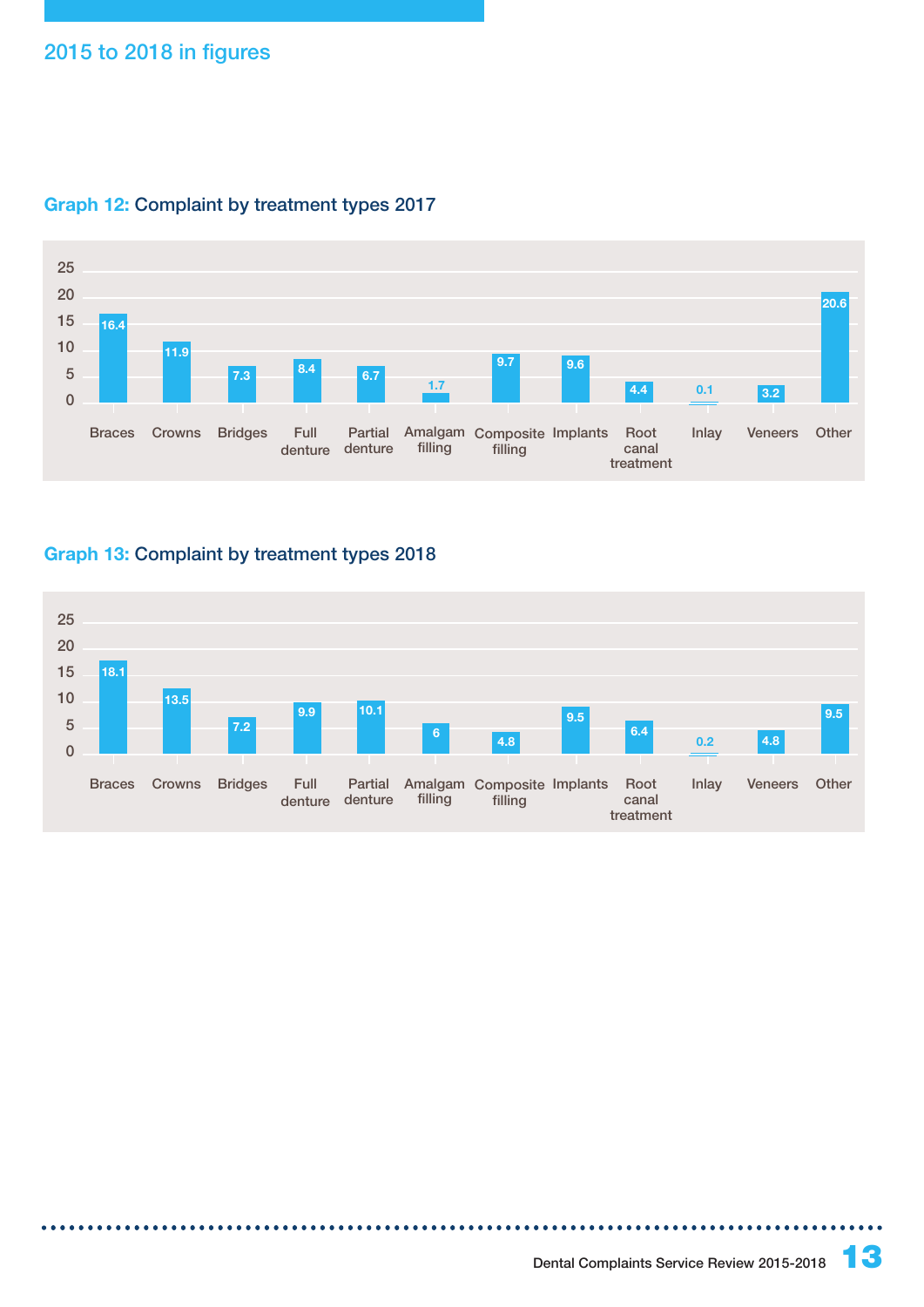## 2015 to 2018 in figures

### Graph 12: Complaint by treatment types 2017

| Treatment type | % |
|---|---|
| Braces | 16.4 |
| Crowns | 11.9 |
| Bridges | 7.3 |
| Full denture | 8.4 |
| Partial denture | 6.7 |
| Amalgam filling | 1.7 |
| Composite filling | 9.7 |
| Implants | 9.6 |
| Root canal treatment | 4.4 |
| Inlay | 0.1 |
| Veneers | 3.2 |
| Other | 20.6 |

### Graph 13: Complaint by treatment types 2018

| Treatment type | % |
|---|---|
| Braces | 18.1 |
| Crowns | 13.5 |
| Bridges | 7.2 |
| Full denture | 9.9 |
| Partial denture | 10.1 |
| Amalgam filling | 6 |
| Composite filling | 4.8 |
| Implants | 9.5 |
| Root canal treatment | 6.4 |
| Inlay | 0.2 |
| Veneers | 4.8 |
| Other | 9.5 |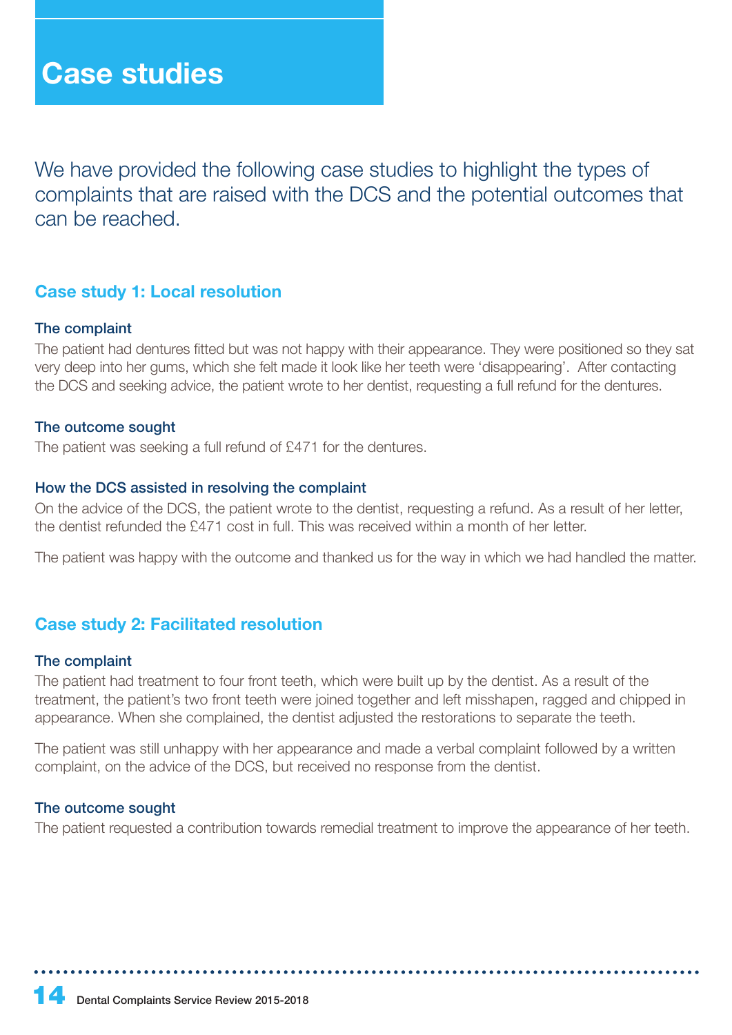# Case studies

We have provided the following case studies to highlight the types of complaints that are raised with the DCS and the potential outcomes that can be reached.

## Case study 1: Local resolution

### The complaint

The patient had dentures fitted but was not happy with their appearance. They were positioned so they sat very deep into her gums, which she felt made it look like her teeth were 'disappearing'. After contacting the DCS and seeking advice, the patient wrote to her dentist, requesting a full refund for the dentures.

### The outcome sought

The patient was seeking a full refund of £471 for the dentures.

### How the DCS assisted in resolving the complaint

On the advice of the DCS, the patient wrote to the dentist, requesting a refund. As a result of her letter, the dentist refunded the £471 cost in full. This was received within a month of her letter.

The patient was happy with the outcome and thanked us for the way in which we had handled the matter.

## Case study 2: Facilitated resolution

### The complaint

The patient had treatment to four front teeth, which were built up by the dentist. As a result of the treatment, the patient's two front teeth were joined together and left misshapen, ragged and chipped in appearance. When she complained, the dentist adjusted the restorations to separate the teeth.

The patient was still unhappy with her appearance and made a verbal complaint followed by a written complaint, on the advice of the DCS, but received no response from the dentist.

### The outcome sought

The patient requested a contribution towards remedial treatment to improve the appearance of her teeth.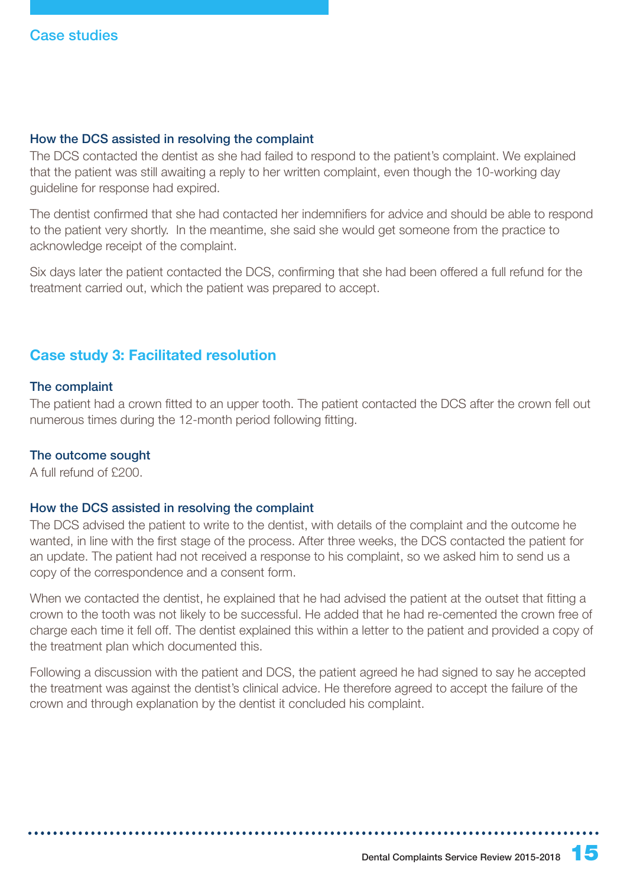## Case studies

### How the DCS assisted in resolving the complaint

The DCS contacted the dentist as she had failed to respond to the patient's complaint. We explained that the patient was still awaiting a reply to her written complaint, even though the 10-working day guideline for response had expired.

The dentist confirmed that she had contacted her indemnifiers for advice and should be able to respond to the patient very shortly. In the meantime, she said she would get someone from the practice to acknowledge receipt of the complaint.

Six days later the patient contacted the DCS, confirming that she had been offered a full refund for the treatment carried out, which the patient was prepared to accept.

## Case study 3: Facilitated resolution

### The complaint

The patient had a crown fitted to an upper tooth. The patient contacted the DCS after the crown fell out numerous times during the 12-month period following fitting.

### The outcome sought

A full refund of £200.

### How the DCS assisted in resolving the complaint

The DCS advised the patient to write to the dentist, with details of the complaint and the outcome he wanted, in line with the first stage of the process. After three weeks, the DCS contacted the patient for an update. The patient had not received a response to his complaint, so we asked him to send us a copy of the correspondence and a consent form.

When we contacted the dentist, he explained that he had advised the patient at the outset that fitting a crown to the tooth was not likely to be successful. He added that he had re-cemented the crown free of charge each time it fell off. The dentist explained this within a letter to the patient and provided a copy of the treatment plan which documented this.

Following a discussion with the patient and DCS, the patient agreed he had signed to say he accepted the treatment was against the dentist's clinical advice. He therefore agreed to accept the failure of the crown and through explanation by the dentist it concluded his complaint.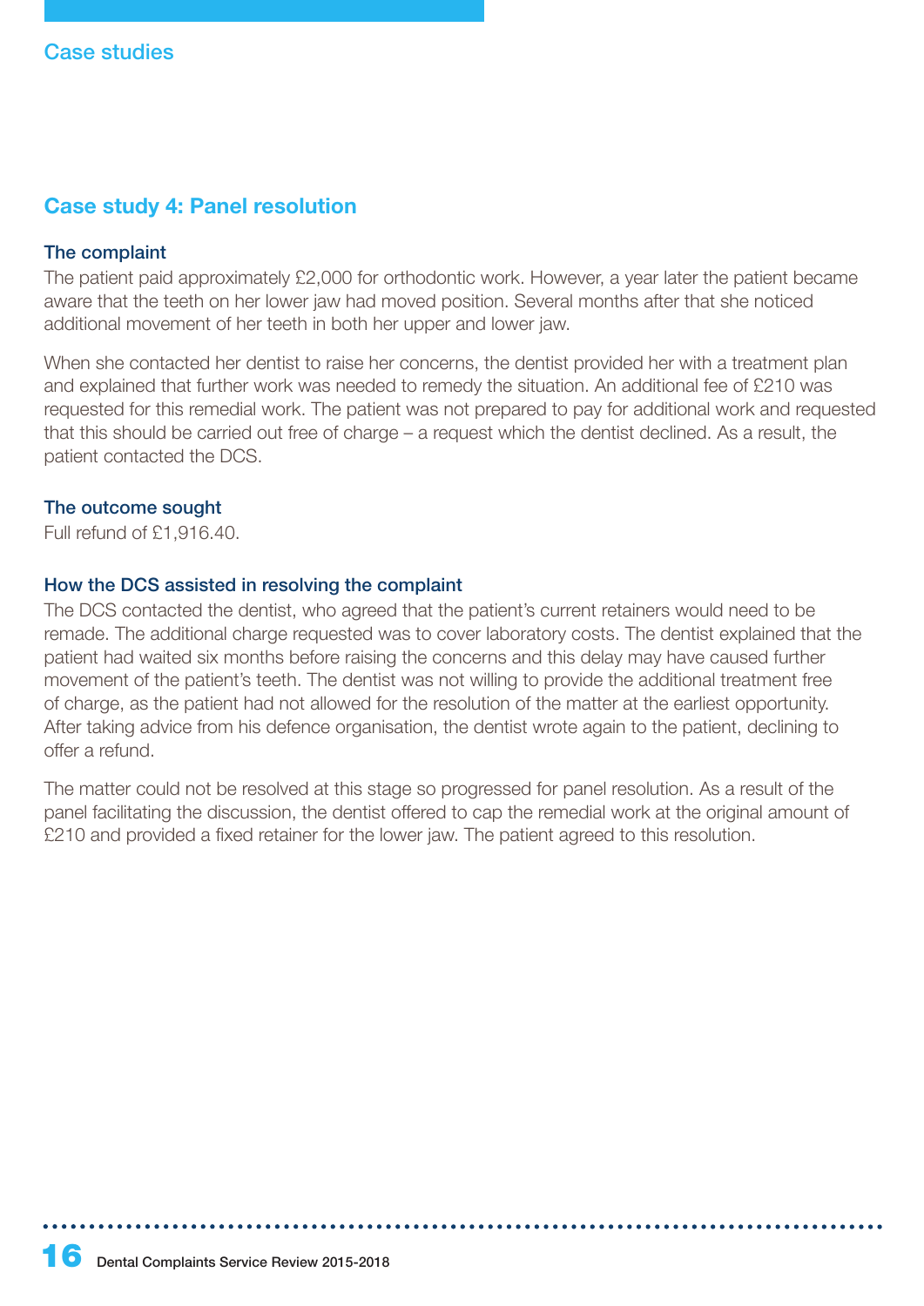## Case studies

### Case study 4: Panel resolution

#### The complaint

The patient paid approximately £2,000 for orthodontic work. However, a year later the patient became aware that the teeth on her lower jaw had moved position. Several months after that she noticed additional movement of her teeth in both her upper and lower jaw.

When she contacted her dentist to raise her concerns, the dentist provided her with a treatment plan and explained that further work was needed to remedy the situation. An additional fee of £210 was requested for this remedial work. The patient was not prepared to pay for additional work and requested that this should be carried out free of charge – a request which the dentist declined. As a result, the patient contacted the DCS.

#### The outcome sought

Full refund of £1,916.40.

#### How the DCS assisted in resolving the complaint

The DCS contacted the dentist, who agreed that the patient's current retainers would need to be remade. The additional charge requested was to cover laboratory costs. The dentist explained that the patient had waited six months before raising the concerns and this delay may have caused further movement of the patient's teeth. The dentist was not willing to provide the additional treatment free of charge, as the patient had not allowed for the resolution of the matter at the earliest opportunity. After taking advice from his defence organisation, the dentist wrote again to the patient, declining to offer a refund.

The matter could not be resolved at this stage so progressed for panel resolution. As a result of the panel facilitating the discussion, the dentist offered to cap the remedial work at the original amount of £210 and provided a fixed retainer for the lower jaw. The patient agreed to this resolution.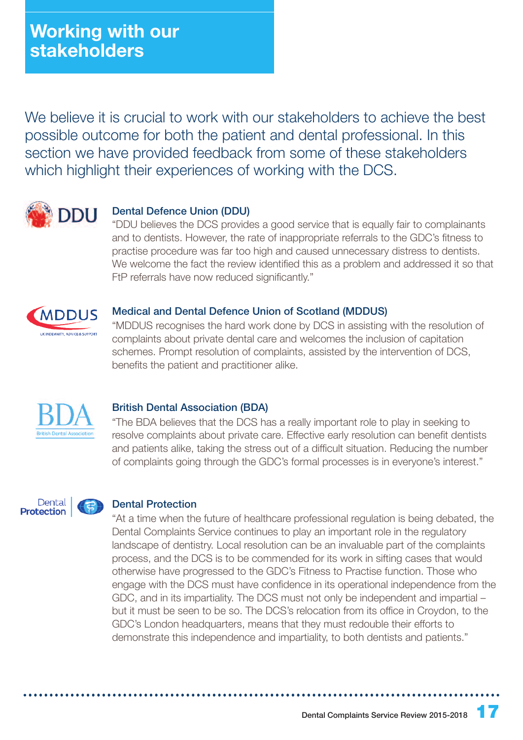# Working with our stakeholders

We believe it is crucial to work with our stakeholders to achieve the best possible outcome for both the patient and dental professional. In this section we have provided feedback from some of these stakeholders which highlight their experiences of working with the DCS.

### Dental Defence Union (DDU)

"DDU believes the DCS provides a good service that is equally fair to complainants and to dentists. However, the rate of inappropriate referrals to the GDC's fitness to practise procedure was far too high and caused unnecessary distress to dentists. We welcome the fact the review identified this as a problem and addressed it so that FtP referrals have now reduced significantly."

### Medical and Dental Defence Union of Scotland (MDDUS)

"MDDUS recognises the hard work done by DCS in assisting with the resolution of complaints about private dental care and welcomes the inclusion of capitation schemes. Prompt resolution of complaints, assisted by the intervention of DCS, benefits the patient and practitioner alike.

### British Dental Association (BDA)

"The BDA believes that the DCS has a really important role to play in seeking to resolve complaints about private care. Effective early resolution can benefit dentists and patients alike, taking the stress out of a difficult situation. Reducing the number of complaints going through the GDC's formal processes is in everyone's interest."

### Dental Protection

"At a time when the future of healthcare professional regulation is being debated, the Dental Complaints Service continues to play an important role in the regulatory landscape of dentistry. Local resolution can be an invaluable part of the complaints process, and the DCS is to be commended for its work in sifting cases that would otherwise have progressed to the GDC's Fitness to Practise function. Those who engage with the DCS must have confidence in its operational independence from the GDC, and in its impartiality. The DCS must not only be independent and impartial – but it must be seen to be so. The DCS's relocation from its office in Croydon, to the GDC's London headquarters, means that they must redouble their efforts to demonstrate this independence and impartiality, to both dentists and patients."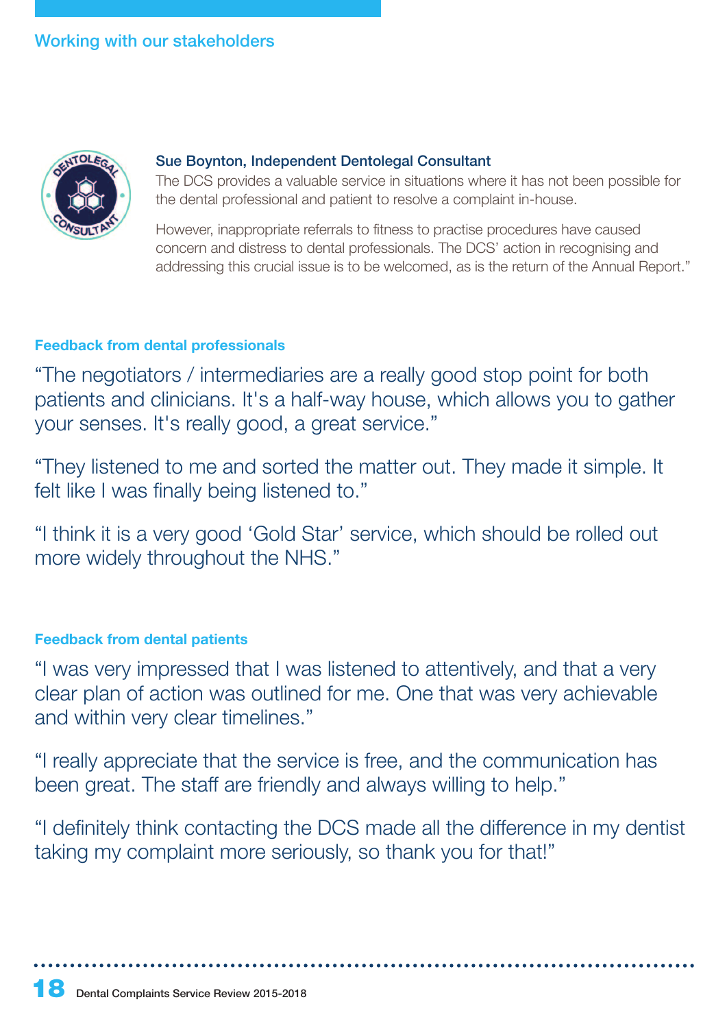## Working with our stakeholders

**Sue Boynton, Independent Dentolegal Consultant**

The DCS provides a valuable service in situations where it has not been possible for the dental professional and patient to resolve a complaint in-house.

However, inappropriate referrals to fitness to practise procedures have caused concern and distress to dental professionals. The DCS' action in recognising and addressing this crucial issue is to be welcomed, as is the return of the Annual Report."

### Feedback from dental professionals

"The negotiators / intermediaries are a really good stop point for both patients and clinicians. It's a half-way house, which allows you to gather your senses. It's really good, a great service."

"They listened to me and sorted the matter out. They made it simple. It felt like I was finally being listened to."

"I think it is a very good 'Gold Star' service, which should be rolled out more widely throughout the NHS."

### Feedback from dental patients

"I was very impressed that I was listened to attentively, and that a very clear plan of action was outlined for me. One that was very achievable and within very clear timelines."

"I really appreciate that the service is free, and the communication has been great. The staff are friendly and always willing to help."

"I definitely think contacting the DCS made all the difference in my dentist taking my complaint more seriously, so thank you for that!"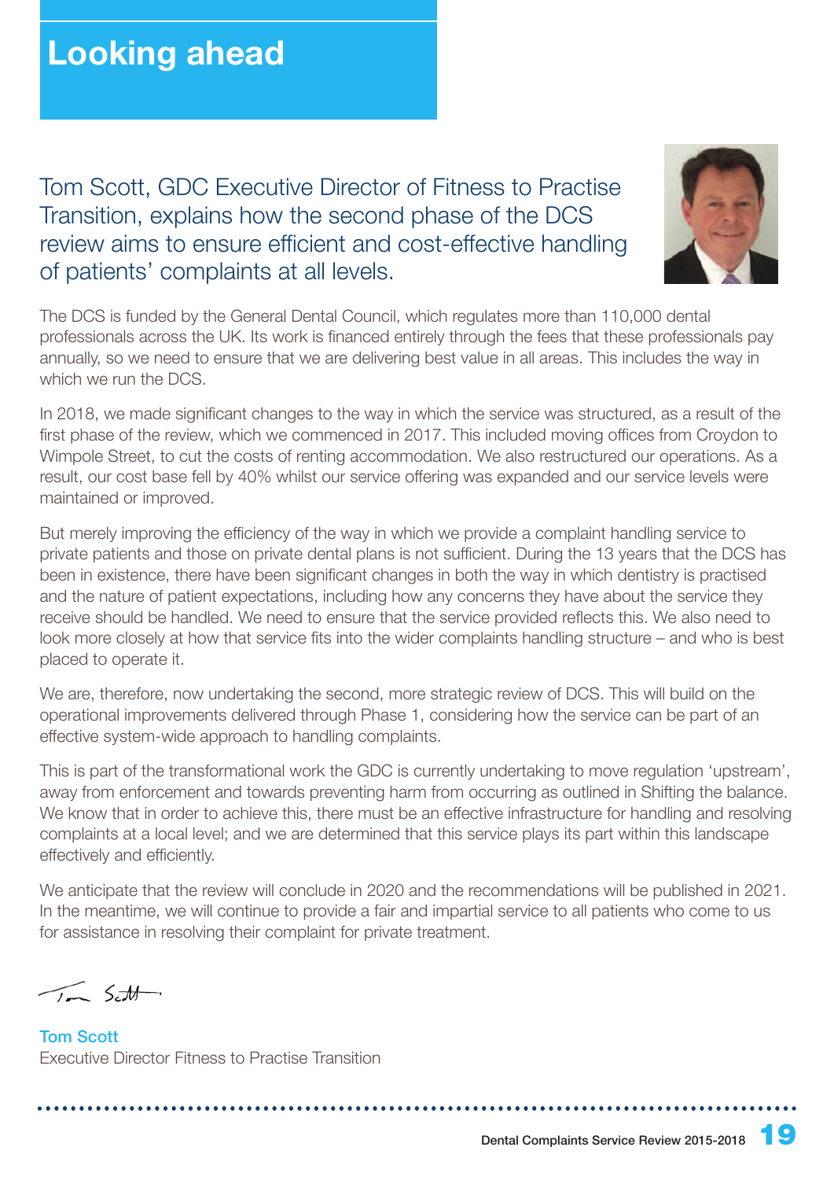# Looking ahead

## Tom Scott, GDC Executive Director of Fitness to Practise Transition, explains how the second phase of the DCS review aims to ensure efficient and cost-effective handling of patients' complaints at all levels.

The DCS is funded by the General Dental Council, which regulates more than 110,000 dental professionals across the UK. Its work is financed entirely through the fees that these professionals pay annually, so we need to ensure that we are delivering best value in all areas. This includes the way in which we run the DCS.

In 2018, we made significant changes to the way in which the service was structured, as a result of the first phase of the review, which we commenced in 2017. This included moving offices from Croydon to Wimpole Street, to cut the costs of renting accommodation. We also restructured our operations. As a result, our cost base fell by 40% whilst our service offering was expanded and our service levels were maintained or improved.

But merely improving the efficiency of the way in which we provide a complaint handling service to private patients and those on private dental plans is not sufficient. During the 13 years that the DCS has been in existence, there have been significant changes in both the way in which dentistry is practised and the nature of patient expectations, including how any concerns they have about the service they receive should be handled. We need to ensure that the service provided reflects this. We also need to look more closely at how that service fits into the wider complaints handling structure – and who is best placed to operate it.

We are, therefore, now undertaking the second, more strategic review of DCS. This will build on the operational improvements delivered through Phase 1, considering how the service can be part of an effective system-wide approach to handling complaints.

This is part of the transformational work the GDC is currently undertaking to move regulation 'upstream', away from enforcement and towards preventing harm from occurring as outlined in Shifting the balance. We know that in order to achieve this, there must be an effective infrastructure for handling and resolving complaints at a local level; and we are determined that this service plays its part within this landscape effectively and efficiently.

We anticipate that the review will conclude in 2020 and the recommendations will be published in 2021. In the meantime, we will continue to provide a fair and impartial service to all patients who come to us for assistance in resolving their complaint for private treatment.

Tom Scott

**Tom Scott**
Executive Director Fitness to Practise Transition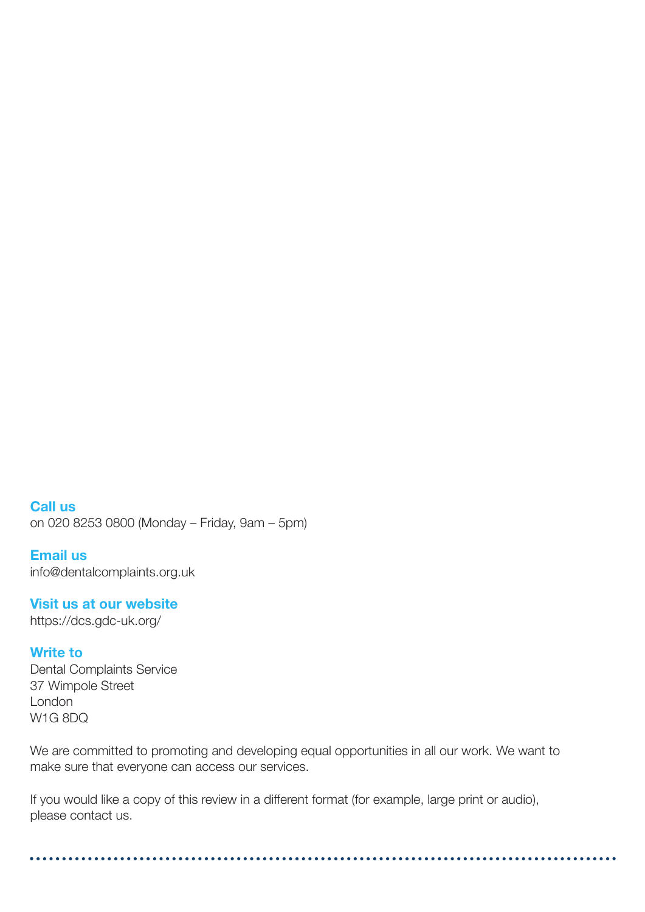**Call us**
on 020 8253 0800 (Monday – Friday, 9am – 5pm)

**Email us**
info@dentalcomplaints.org.uk

**Visit us at our website**
https://dcs.gdc-uk.org/

**Write to**
Dental Complaints Service
37 Wimpole Street
London
W1G 8DQ

We are committed to promoting and developing equal opportunities in all our work. We want to make sure that everyone can access our services.

If you would like a copy of this review in a different format (for example, large print or audio), please contact us.